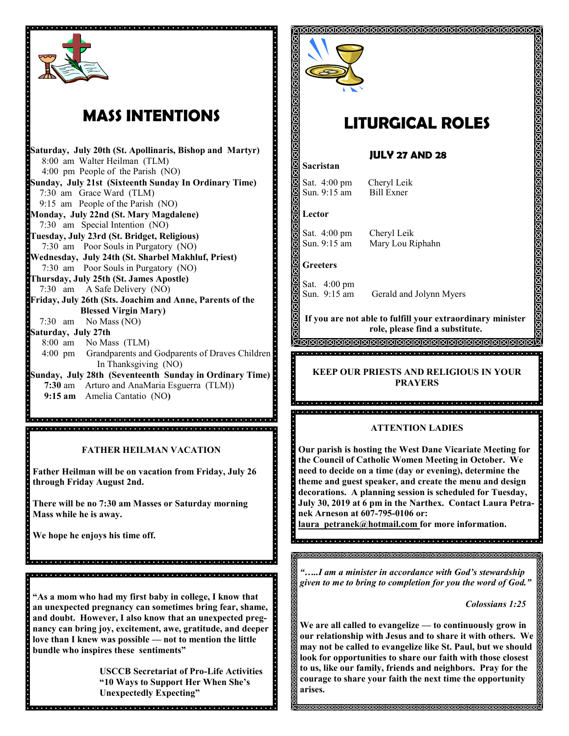## MASS INTENTIONS

**Saturday, July 20th (St. Apollinaris, Bishop and Martyr)**
8:00 am Walter Heilman (TLM)
4:00 pm People of the Parish (NO)

**Sunday, July 21st (Sixteenth Sunday In Ordinary Time)**
7:30 am Grace Ward (TLM)
9:15 am People of the Parish (NO)

**Monday, July 22nd (St. Mary Magdalene)**
7:30 am Special Intention (NO)

**Tuesday, July 23rd (St. Bridget, Religious)**
7:30 am Poor Souls in Purgatory (NO)

**Wednesday, July 24th (St. Sharbel Makhluf, Priest)**
7:30 am Poor Souls in Purgatory (NO)

**Thursday, July 25th (St. James Apostle)**
7:30 am A Safe Delivery (NO)

**Friday, July 26th (Sts. Joachim and Anne, Parents of the Blessed Virgin Mary)**
7:30 am No Mass (NO)

**Saturday, July 27th**
8:00 am No Mass (TLM)
4:00 pm Grandparents and Godparents of Draves Children In Thanksgiving (NO)

**Sunday, July 28th (Seventeenth Sunday in Ordinary Time)**
**7:30** am Arturo and AnaMaria Esguerra (TLM))
**9:15 am** Amelia Cantatio (NO**)**

### FATHER HEILMAN VACATION

**Father Heilman will be on vacation from Friday, July 26 through Friday August 2nd.**

**There will be no 7:30 am Masses or Saturday morning Mass while he is away.**

**We hope he enjoys his time off.**

**"As a mom who had my first baby in college, I know that an unexpected pregnancy can sometimes bring fear, shame, and doubt. However, I also know that an unexpected pregnancy can bring joy, excitement, awe, gratitude, and deeper love than I knew was possible — not to mention the little bundle who inspires these sentiments"**

**USCCB Secretariat of Pro-Life Activities**
**"10 Ways to Support Her When She's Unexpectedly Expecting"**

## LITURGICAL ROLES

### JULY 27 AND 28

**Sacristan**

Sat. 4:00 pm Cheryl Leik
Sun. 9:15 am Bill Exner

**Lector**

Sat. 4:00 pm Cheryl Leik
Sun. 9:15 am Mary Lou Riphahn

**Greeters**

Sat. 4:00 pm
Sun. 9:15 am Gerald and Jolynn Myers

**If you are not able to fulfill your extraordinary minister role, please find a substitute.**

### KEEP OUR PRIESTS AND RELIGIOUS IN YOUR PRAYERS

### ATTENTION LADIES

**Our parish is hosting the West Dane Vicariate Meeting for the Council of Catholic Women Meeting in October. We need to decide on a time (day or evening), determine the theme and guest speaker, and create the menu and design decorations. A planning session is scheduled for Tuesday, July 30, 2019 at 6 pm in the Narthex. Contact Laura Petranek Arneson at 607-795-0106 or: laura_petranek@hotmail.com for more information.**

***"…..I am a minister in accordance with God's stewardship given to me to bring to completion for you the word of God."***

***Colossians 1:25***

**We are all called to evangelize — to continuously grow in our relationship with Jesus and to share it with others. We may not be called to evangelize like St. Paul, but we should look for opportunities to share our faith with those closest to us, like our family, friends and neighbors. Pray for the courage to share your faith the next time the opportunity arises.**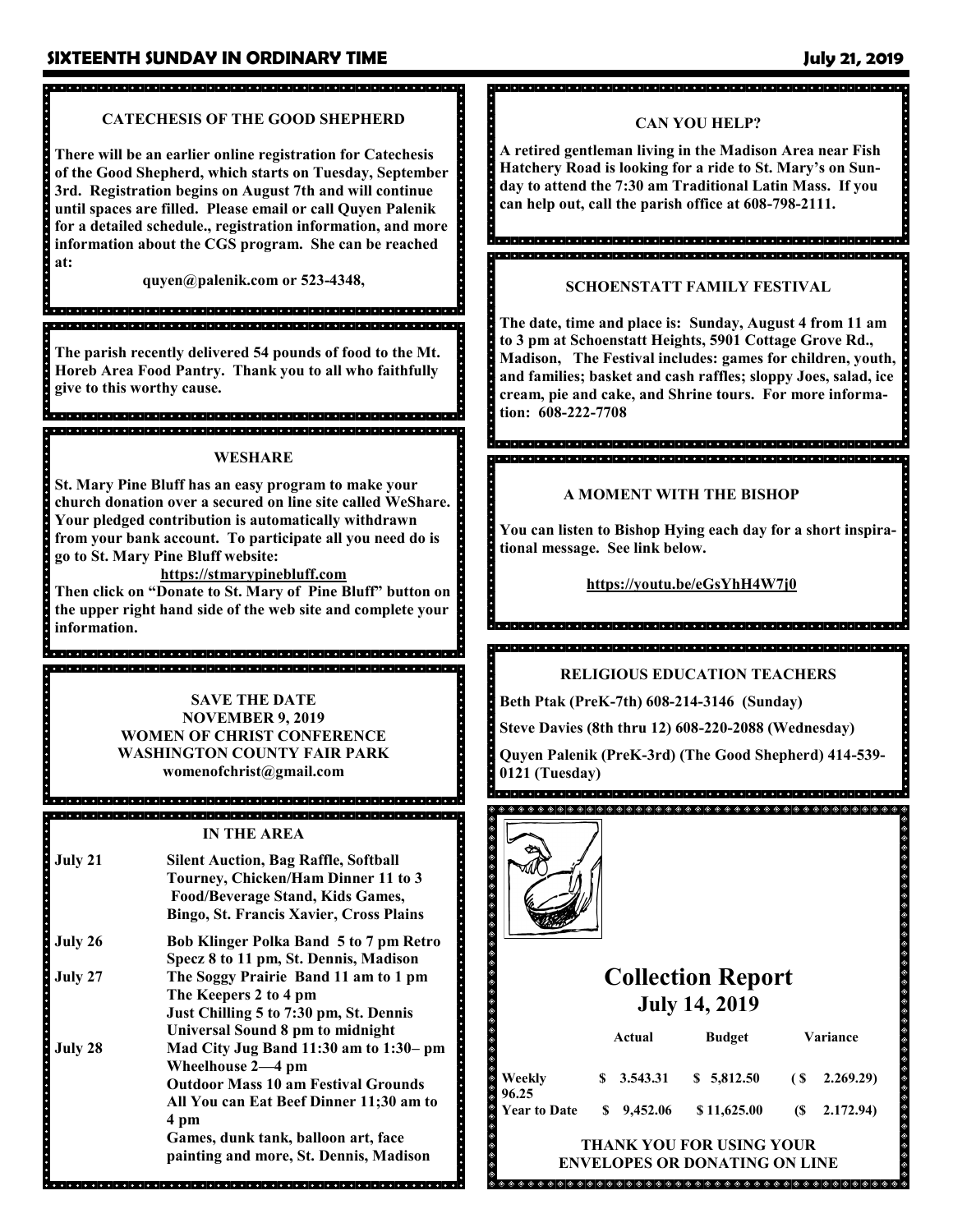**SIXTEENTH SUNDAY IN ORDINARY TIME** **July 21, 2019**

### CATECHESIS OF THE GOOD SHEPHERD

**There will be an earlier online registration for Catechesis of the Good Shepherd, which starts on Tuesday, September 3rd. Registration begins on August 7th and will continue until spaces are filled. Please email or call Quyen Palenik for a detailed schedule., registration information, and more information about the CGS program. She can be reached at:**

**quyen@palenik.com or 523-4348,**

**The parish recently delivered 54 pounds of food to the Mt. Horeb Area Food Pantry. Thank you to all who faithfully give to this worthy cause.**

### WESHARE

**St. Mary Pine Bluff has an easy program to make your church donation over a secured on line site called WeShare. Your pledged contribution is automatically withdrawn from your bank account. To participate all you need do is go to St. Mary Pine Bluff website:**

**https://stmarypinebluff.com**

**Then click on "Donate to St. Mary of Pine Bluff" button on the upper right hand side of the web site and complete your information.**

**SAVE THE DATE**
**NOVEMBER 9, 2019**
**WOMEN OF CHRIST CONFERENCE**
**WASHINGTON COUNTY FAIR PARK**
**womenofchrist@gmail.com**

### IN THE AREA

| | |
|---|---|
| **July 21** | **Silent Auction, Bag Raffle, Softball Tourney, Chicken/Ham Dinner 11 to 3 Food/Beverage Stand, Kids Games, Bingo, St. Francis Xavier, Cross Plains** |
| **July 26** | **Bob Klinger Polka Band 5 to 7 pm Retro Specz 8 to 11 pm, St. Dennis, Madison** |
| **July 27** | **The Soggy Prairie Band 11 am to 1 pm The Keepers 2 to 4 pm Just Chilling 5 to 7:30 pm, St. Dennis Universal Sound 8 pm to midnight** |
| **July 28** | **Mad City Jug Band 11:30 am to 1:30– pm Wheelhouse 2—4 pm Outdoor Mass 10 am Festival Grounds All You can Eat Beef Dinner 11;30 am to 4 pm Games, dunk tank, balloon art, face painting and more, St. Dennis, Madison** |

### CAN YOU HELP?

**A retired gentleman living in the Madison Area near Fish Hatchery Road is looking for a ride to St. Mary's on Sunday to attend the 7:30 am Traditional Latin Mass. If you can help out, call the parish office at 608-798-2111.**

### SCHOENSTATT FAMILY FESTIVAL

**The date, time and place is: Sunday, August 4 from 11 am to 3 pm at Schoenstatt Heights, 5901 Cottage Grove Rd., Madison, The Festival includes: games for children, youth, and families; basket and cash raffles; sloppy Joes, salad, ice cream, pie and cake, and Shrine tours. For more information: 608-222-7708**

### A MOMENT WITH THE BISHOP

**You can listen to Bishop Hying each day for a short inspirational message. See link below.**

**https://youtu.be/eGsYhH4W7j0**

### RELIGIOUS EDUCATION TEACHERS

**Beth Ptak (PreK-7th) 608-214-3146 (Sunday)**

**Steve Davies (8th thru 12) 608-220-2088 (Wednesday)**

**Quyen Palenik (PreK-3rd) (The Good Shepherd) 414-539-0121 (Tuesday)**

## Collection Report
### July 14, 2019

| | Actual | Budget | Variance |
|---|---|---|---|
| **Weekly 96.25** | **$ 3.543.31** | **$ 5,812.50** | **( $ 2.269.29)** |
| **Year to Date** | **$ 9,452.06** | **$ 11,625.00** | **($ 2.172.94)** |

**THANK YOU FOR USING YOUR ENVELOPES OR DONATING ON LINE**